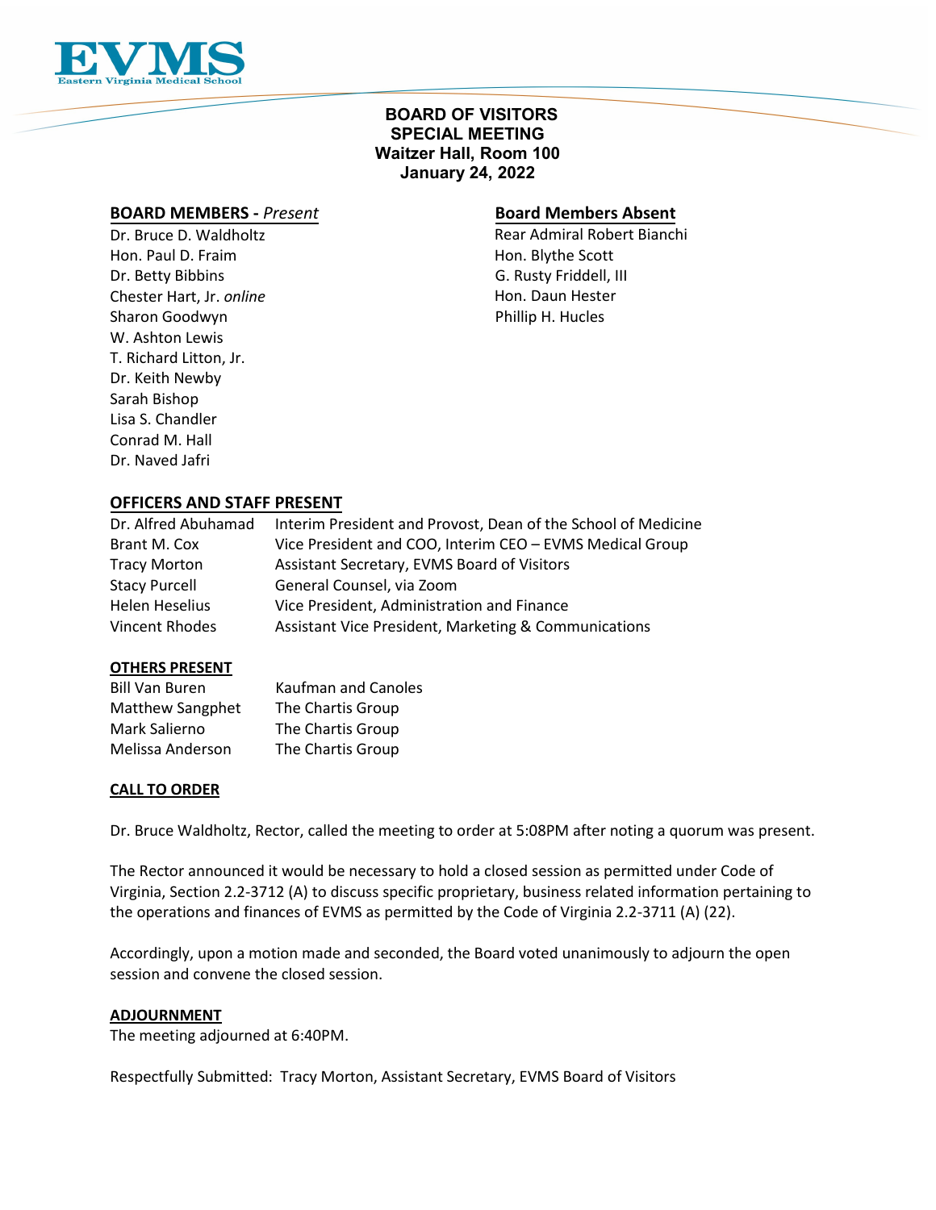EVMS
Eastern Virginia Medical School

# BOARD OF VISITORS
# SPECIAL MEETING
## Waitzer Hall, Room 100
## January 24, 2022

**BOARD MEMBERS -** *Present*

Dr. Bruce D. Waldholtz
Hon. Paul D. Fraim
Dr. Betty Bibbins
Chester Hart, Jr. *online*
Sharon Goodwyn
W. Ashton Lewis
T. Richard Litton, Jr.
Dr. Keith Newby
Sarah Bishop
Lisa S. Chandler
Conrad M. Hall
Dr. Naved Jafri

**Board Members Absent**

Rear Admiral Robert Bianchi
Hon. Blythe Scott
G. Rusty Friddell, III
Hon. Daun Hester
Phillip H. Hucles

**OFFICERS AND STAFF PRESENT**

| | |
|---|---|
| Dr. Alfred Abuhamad | Interim President and Provost, Dean of the School of Medicine |
| Brant M. Cox | Vice President and COO, Interim CEO – EVMS Medical Group |
| Tracy Morton | Assistant Secretary, EVMS Board of Visitors |
| Stacy Purcell | General Counsel, via Zoom |
| Helen Heselius | Vice President, Administration and Finance |
| Vincent Rhodes | Assistant Vice President, Marketing & Communications |

**OTHERS PRESENT**

| | |
|---|---|
| Bill Van Buren | Kaufman and Canoles |
| Matthew Sangphet | The Chartis Group |
| Mark Salierno | The Chartis Group |
| Melissa Anderson | The Chartis Group |

**CALL TO ORDER**

Dr. Bruce Waldholtz, Rector, called the meeting to order at 5:08PM after noting a quorum was present.

The Rector announced it would be necessary to hold a closed session as permitted under Code of Virginia, Section 2.2-3712 (A) to discuss specific proprietary, business related information pertaining to the operations and finances of EVMS as permitted by the Code of Virginia 2.2-3711 (A) (22).

Accordingly, upon a motion made and seconded, the Board voted unanimously to adjourn the open session and convene the closed session.

**ADJOURNMENT**

The meeting adjourned at 6:40PM.

Respectfully Submitted: Tracy Morton, Assistant Secretary, EVMS Board of Visitors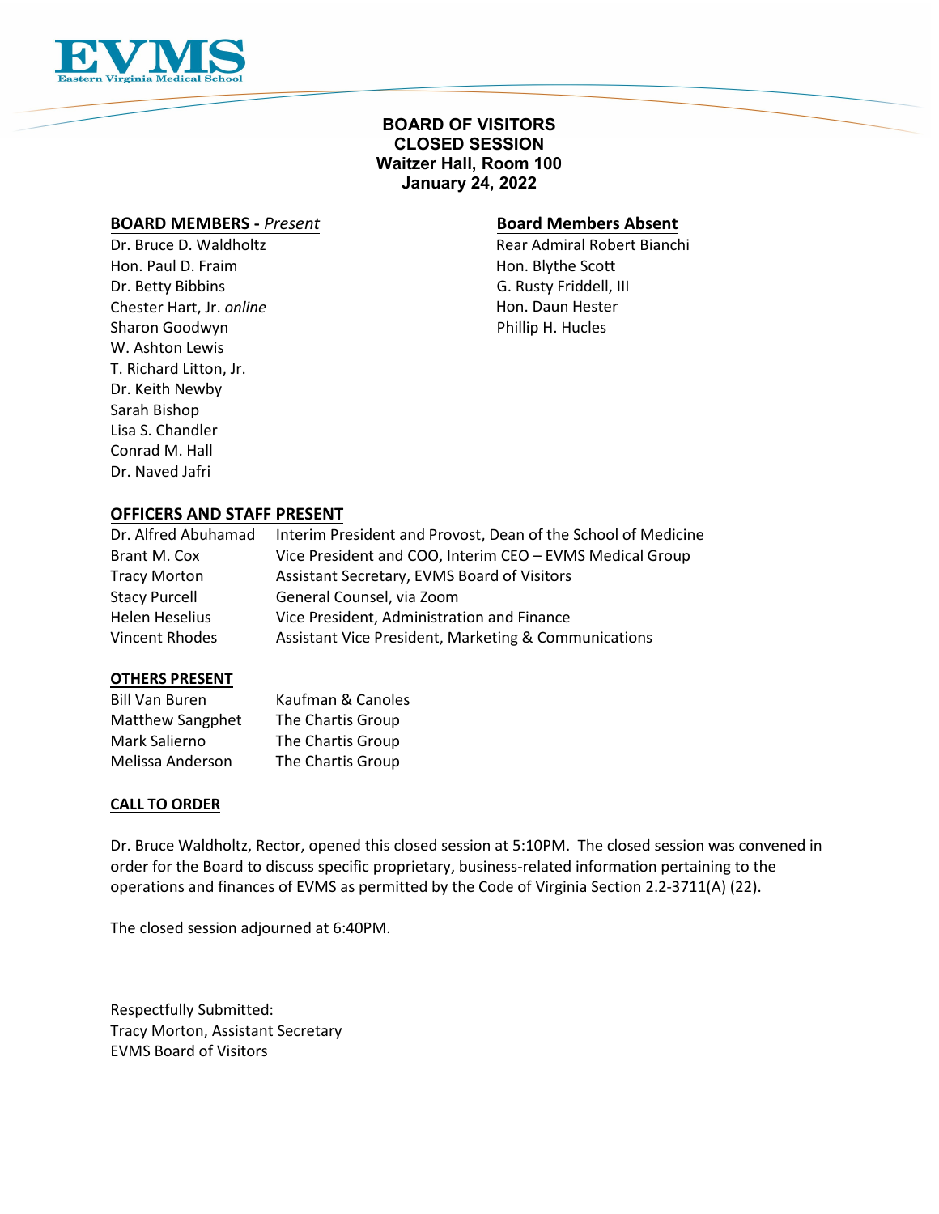## BOARD OF VISITORS
## CLOSED SESSION
## Waitzer Hall, Room 100
## January 24, 2022

**BOARD MEMBERS -** ***Present***

Dr. Bruce D. Waldholtz
Hon. Paul D. Fraim
Dr. Betty Bibbins
Chester Hart, Jr. *online*
Sharon Goodwyn
W. Ashton Lewis
T. Richard Litton, Jr.
Dr. Keith Newby
Sarah Bishop
Lisa S. Chandler
Conrad M. Hall
Dr. Naved Jafri

**Board Members Absent**

Rear Admiral Robert Bianchi
Hon. Blythe Scott
G. Rusty Friddell, III
Hon. Daun Hester
Phillip H. Hucles

**OFFICERS AND STAFF PRESENT**

| | |
|---|---|
| Dr. Alfred Abuhamad | Interim President and Provost, Dean of the School of Medicine |
| Brant M. Cox | Vice President and COO, Interim CEO – EVMS Medical Group |
| Tracy Morton | Assistant Secretary, EVMS Board of Visitors |
| Stacy Purcell | General Counsel, via Zoom |
| Helen Heselius | Vice President, Administration and Finance |
| Vincent Rhodes | Assistant Vice President, Marketing & Communications |

**OTHERS PRESENT**

| | |
|---|---|
| Bill Van Buren | Kaufman & Canoles |
| Matthew Sangphet | The Chartis Group |
| Mark Salierno | The Chartis Group |
| Melissa Anderson | The Chartis Group |

**CALL TO ORDER**

Dr. Bruce Waldholtz, Rector, opened this closed session at 5:10PM. The closed session was convened in order for the Board to discuss specific proprietary, business-related information pertaining to the operations and finances of EVMS as permitted by the Code of Virginia Section 2.2-3711(A) (22).

The closed session adjourned at 6:40PM.

Respectfully Submitted:
Tracy Morton, Assistant Secretary
EVMS Board of Visitors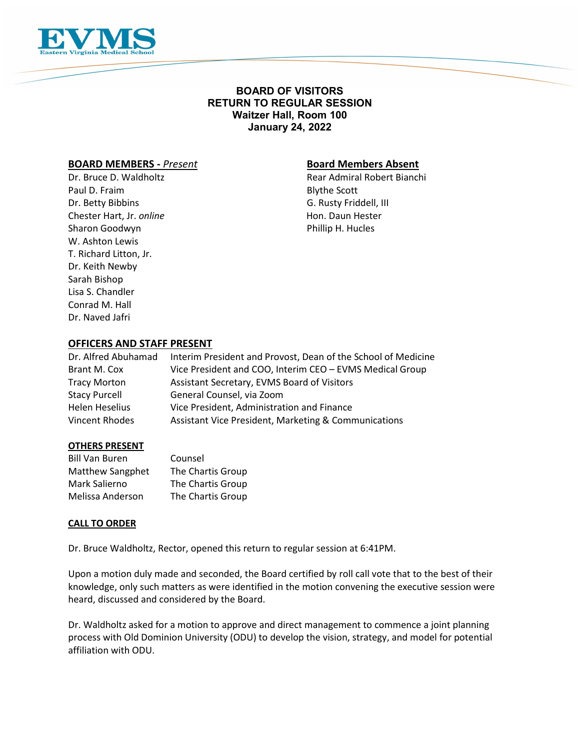# BOARD OF VISITORS
# RETURN TO REGULAR SESSION
## Waitzer Hall, Room 100
## January 24, 2022

**BOARD MEMBERS - *Present***

Dr. Bruce D. Waldholtz
Paul D. Fraim
Dr. Betty Bibbins
Chester Hart, Jr. *online*
Sharon Goodwyn
W. Ashton Lewis
T. Richard Litton, Jr.
Dr. Keith Newby
Sarah Bishop
Lisa S. Chandler
Conrad M. Hall
Dr. Naved Jafri

**Board Members Absent**

Rear Admiral Robert Bianchi
Blythe Scott
G. Rusty Friddell, III
Hon. Daun Hester
Phillip H. Hucles

**OFFICERS AND STAFF PRESENT**

| | |
|---|---|
| Dr. Alfred Abuhamad | Interim President and Provost, Dean of the School of Medicine |
| Brant M. Cox | Vice President and COO, Interim CEO – EVMS Medical Group |
| Tracy Morton | Assistant Secretary, EVMS Board of Visitors |
| Stacy Purcell | General Counsel, via Zoom |
| Helen Heselius | Vice President, Administration and Finance |
| Vincent Rhodes | Assistant Vice President, Marketing & Communications |

**OTHERS PRESENT**

| | |
|---|---|
| Bill Van Buren | Counsel |
| Matthew Sangphet | The Chartis Group |
| Mark Salierno | The Chartis Group |
| Melissa Anderson | The Chartis Group |

**CALL TO ORDER**

Dr. Bruce Waldholtz, Rector, opened this return to regular session at 6:41PM.

Upon a motion duly made and seconded, the Board certified by roll call vote that to the best of their knowledge, only such matters as were identified in the motion convening the executive session were heard, discussed and considered by the Board.

Dr. Waldholtz asked for a motion to approve and direct management to commence a joint planning process with Old Dominion University (ODU) to develop the vision, strategy, and model for potential affiliation with ODU.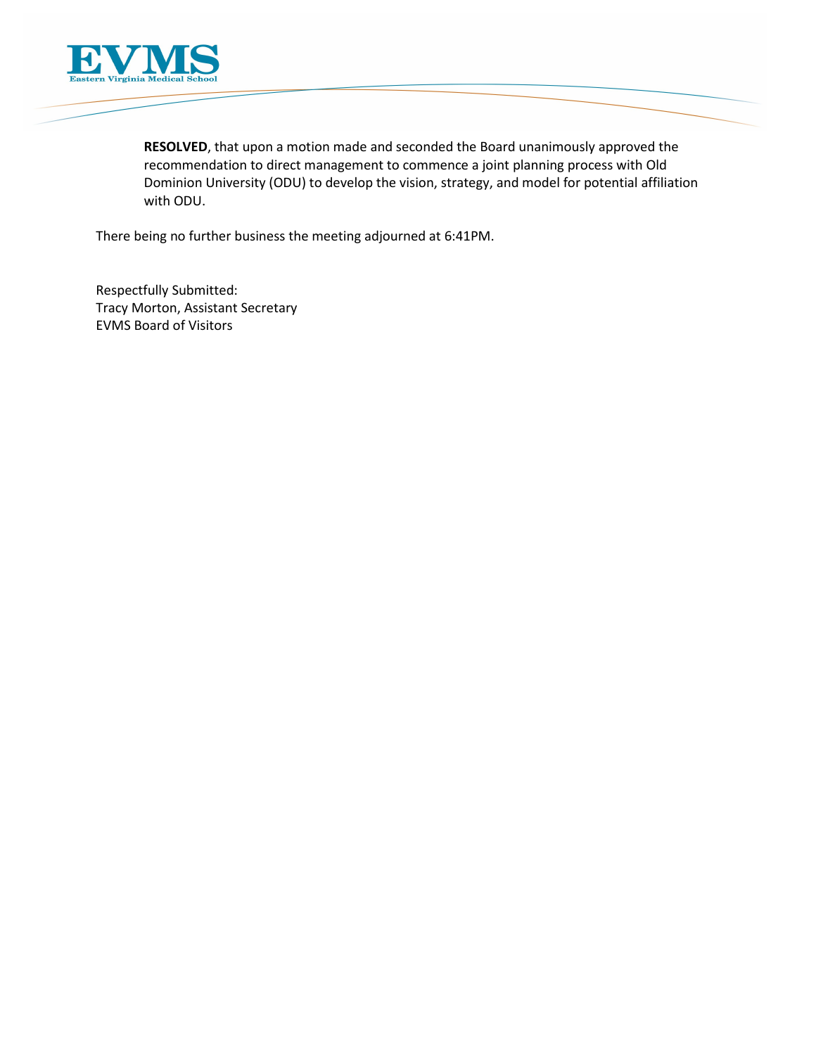**RESOLVED**, that upon a motion made and seconded the Board unanimously approved the recommendation to direct management to commence a joint planning process with Old Dominion University (ODU) to develop the vision, strategy, and model for potential affiliation with ODU.

There being no further business the meeting adjourned at 6:41PM.

Respectfully Submitted:  
Tracy Morton, Assistant Secretary  
EVMS Board of Visitors